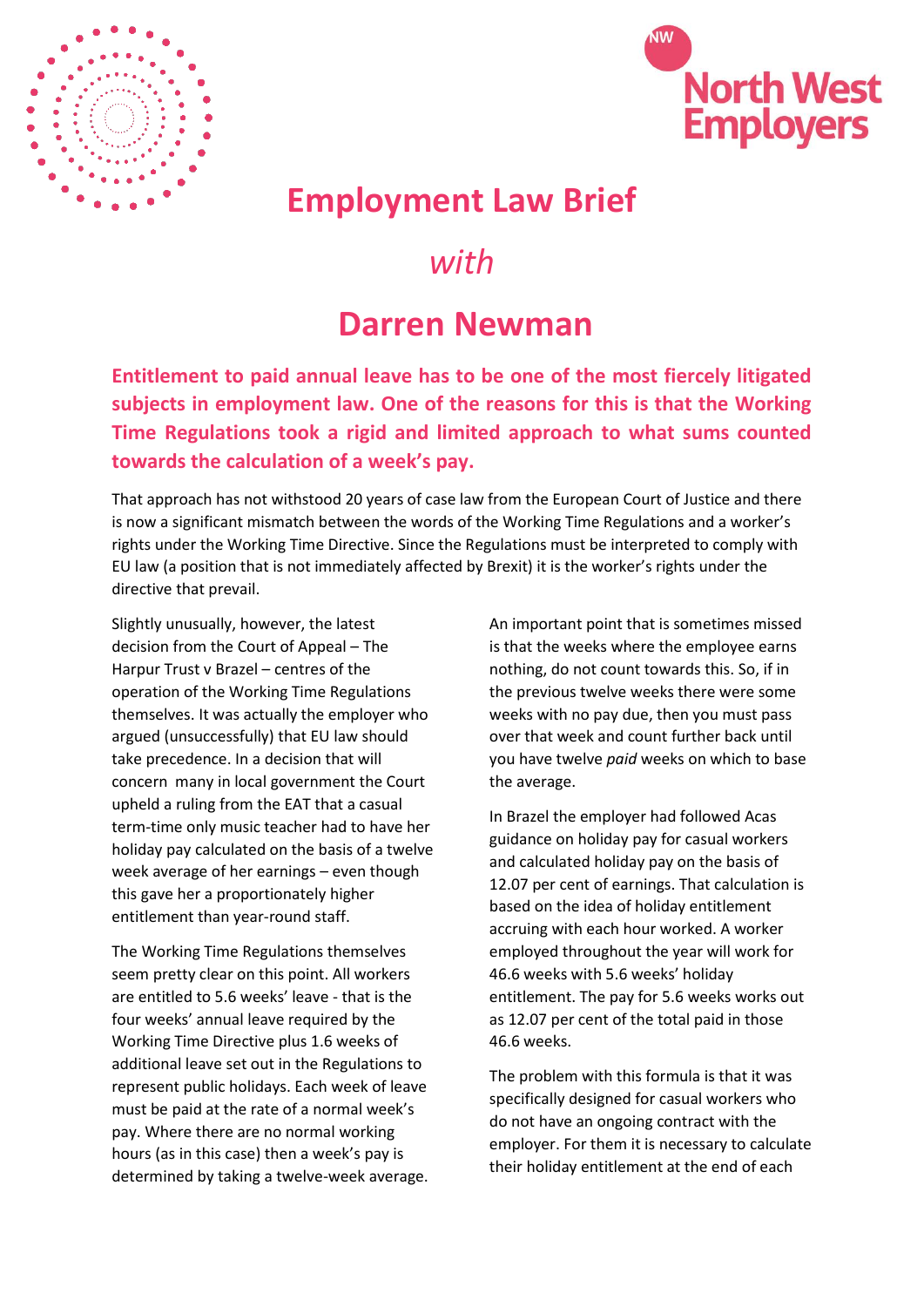# Employment Law Brief

*with*

# Darren Newman

**Entitlement to paid annual leave has to be one of the most fiercely litigated subjects in employment law. One of the reasons for this is that the Working Time Regulations took a rigid and limited approach to what sums counted towards the calculation of a week's pay.**

That approach has not withstood 20 years of case law from the European Court of Justice and there is now a significant mismatch between the words of the Working Time Regulations and a worker's rights under the Working Time Directive. Since the Regulations must be interpreted to comply with EU law (a position that is not immediately affected by Brexit) it is the worker's rights under the directive that prevail.

Slightly unusually, however, the latest decision from the Court of Appeal – The Harpur Trust v Brazel – centres of the operation of the Working Time Regulations themselves. It was actually the employer who argued (unsuccessfully) that EU law should take precedence. In a decision that will concern many in local government the Court upheld a ruling from the EAT that a casual term-time only music teacher had to have her holiday pay calculated on the basis of a twelve week average of her earnings – even though this gave her a proportionately higher entitlement than year-round staff.

The Working Time Regulations themselves seem pretty clear on this point. All workers are entitled to 5.6 weeks' leave - that is the four weeks' annual leave required by the Working Time Directive plus 1.6 weeks of additional leave set out in the Regulations to represent public holidays. Each week of leave must be paid at the rate of a normal week's pay. Where there are no normal working hours (as in this case) then a week's pay is determined by taking a twelve-week average.

An important point that is sometimes missed is that the weeks where the employee earns nothing, do not count towards this. So, if in the previous twelve weeks there were some weeks with no pay due, then you must pass over that week and count further back until you have twelve *paid* weeks on which to base the average.

In Brazel the employer had followed Acas guidance on holiday pay for casual workers and calculated holiday pay on the basis of 12.07 per cent of earnings. That calculation is based on the idea of holiday entitlement accruing with each hour worked. A worker employed throughout the year will work for 46.6 weeks with 5.6 weeks' holiday entitlement. The pay for 5.6 weeks works out as 12.07 per cent of the total paid in those 46.6 weeks.

The problem with this formula is that it was specifically designed for casual workers who do not have an ongoing contract with the employer. For them it is necessary to calculate their holiday entitlement at the end of each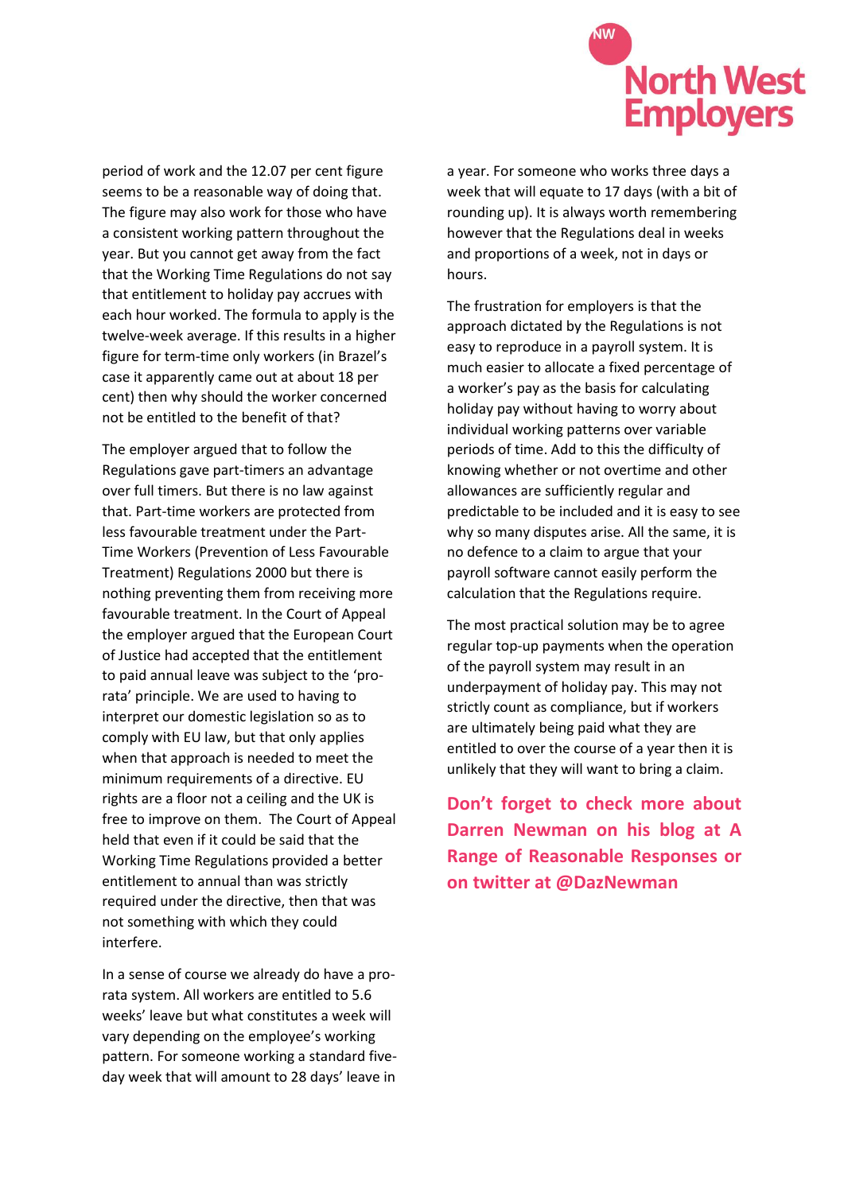period of work and the 12.07 per cent figure seems to be a reasonable way of doing that. The figure may also work for those who have a consistent working pattern throughout the year. But you cannot get away from the fact that the Working Time Regulations do not say that entitlement to holiday pay accrues with each hour worked. The formula to apply is the twelve-week average. If this results in a higher figure for term-time only workers (in Brazel's case it apparently came out at about 18 per cent) then why should the worker concerned not be entitled to the benefit of that?

The employer argued that to follow the Regulations gave part-timers an advantage over full timers. But there is no law against that. Part-time workers are protected from less favourable treatment under the Part-Time Workers (Prevention of Less Favourable Treatment) Regulations 2000 but there is nothing preventing them from receiving more favourable treatment. In the Court of Appeal the employer argued that the European Court of Justice had accepted that the entitlement to paid annual leave was subject to the 'pro-rata' principle. We are used to having to interpret our domestic legislation so as to comply with EU law, but that only applies when that approach is needed to meet the minimum requirements of a directive. EU rights are a floor not a ceiling and the UK is free to improve on them. The Court of Appeal held that even if it could be said that the Working Time Regulations provided a better entitlement to annual than was strictly required under the directive, then that was not something with which they could interfere.

In a sense of course we already do have a pro-rata system. All workers are entitled to 5.6 weeks' leave but what constitutes a week will vary depending on the employee's working pattern. For someone working a standard five-day week that will amount to 28 days' leave in a year. For someone who works three days a week that will equate to 17 days (with a bit of rounding up). It is always worth remembering however that the Regulations deal in weeks and proportions of a week, not in days or hours.

The frustration for employers is that the approach dictated by the Regulations is not easy to reproduce in a payroll system. It is much easier to allocate a fixed percentage of a worker's pay as the basis for calculating holiday pay without having to worry about individual working patterns over variable periods of time. Add to this the difficulty of knowing whether or not overtime and other allowances are sufficiently regular and predictable to be included and it is easy to see why so many disputes arise. All the same, it is no defence to a claim to argue that your payroll software cannot easily perform the calculation that the Regulations require.

The most practical solution may be to agree regular top-up payments when the operation of the payroll system may result in an underpayment of holiday pay. This may not strictly count as compliance, but if workers are ultimately being paid what they are entitled to over the course of a year then it is unlikely that they will want to bring a claim.

**Don't forget to check more about Darren Newman on his blog at A Range of Reasonable Responses or on twitter at @DazNewman**